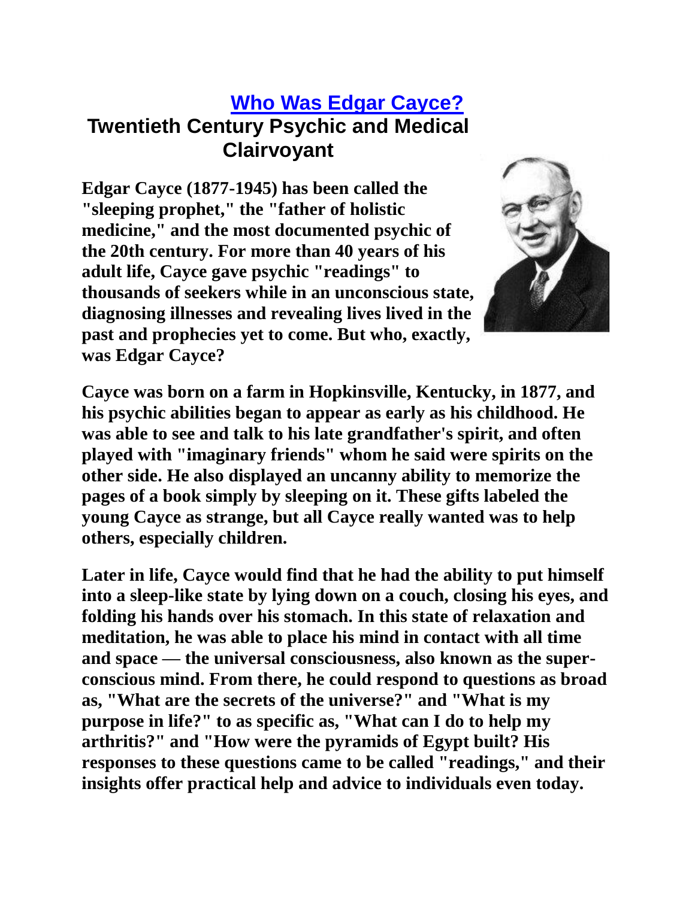# [Who Was Edgar Cayce?](#)

## Twentieth Century Psychic and Medical Clairvoyant

**Edgar Cayce (1877-1945) has been called the "sleeping prophet," the "father of holistic medicine," and the most documented psychic of the 20th century. For more than 40 years of his adult life, Cayce gave psychic "readings" to thousands of seekers while in an unconscious state, diagnosing illnesses and revealing lives lived in the past and prophecies yet to come. But who, exactly, was Edgar Cayce?**

**Cayce was born on a farm in Hopkinsville, Kentucky, in 1877, and his psychic abilities began to appear as early as his childhood. He was able to see and talk to his late grandfather's spirit, and often played with "imaginary friends" whom he said were spirits on the other side. He also displayed an uncanny ability to memorize the pages of a book simply by sleeping on it. These gifts labeled the young Cayce as strange, but all Cayce really wanted was to help others, especially children.**

**Later in life, Cayce would find that he had the ability to put himself into a sleep-like state by lying down on a couch, closing his eyes, and folding his hands over his stomach. In this state of relaxation and meditation, he was able to place his mind in contact with all time and space — the universal consciousness, also known as the super-conscious mind. From there, he could respond to questions as broad as, "What are the secrets of the universe?" and "What is my purpose in life?" to as specific as, "What can I do to help my arthritis?" and "How were the pyramids of Egypt built? His responses to these questions came to be called "readings," and their insights offer practical help and advice to individuals even today.**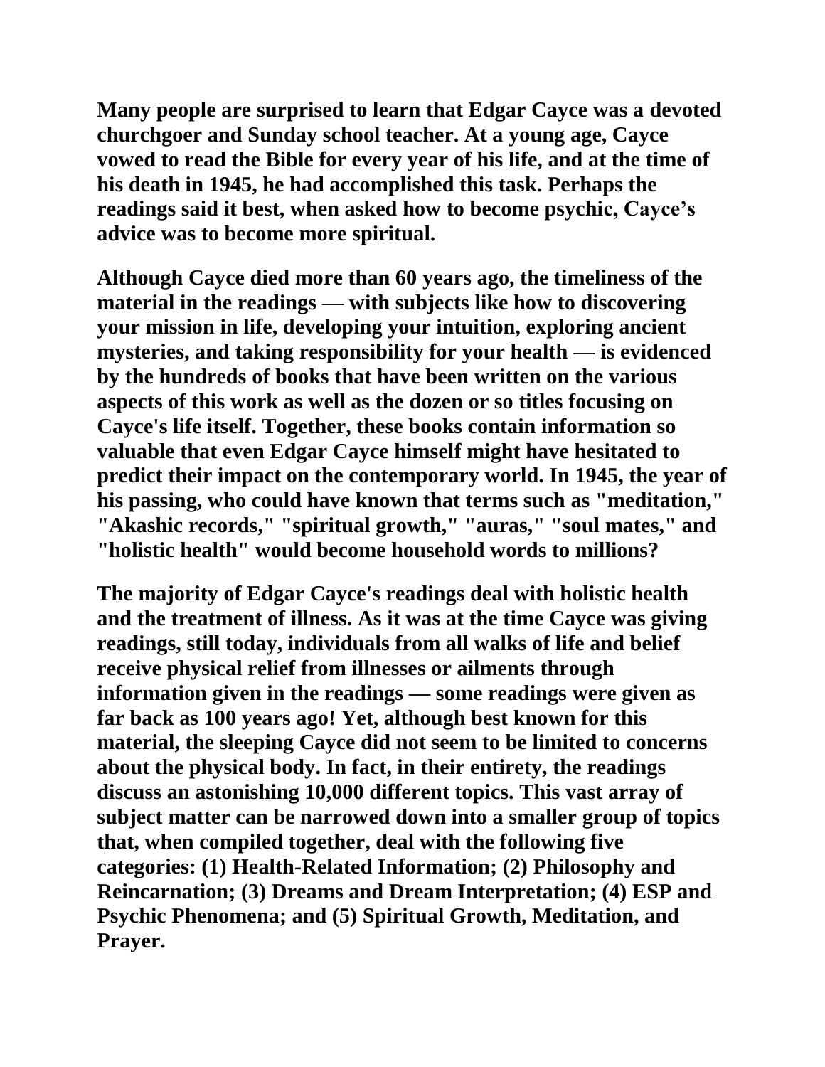Many people are surprised to learn that Edgar Cayce was a devoted churchgoer and Sunday school teacher. At a young age, Cayce vowed to read the Bible for every year of his life, and at the time of his death in 1945, he had accomplished this task. Perhaps the readings said it best, when asked how to become psychic, Cayce's advice was to become more spiritual.

Although Cayce died more than 60 years ago, the timeliness of the material in the readings — with subjects like how to discovering your mission in life, developing your intuition, exploring ancient mysteries, and taking responsibility for your health — is evidenced by the hundreds of books that have been written on the various aspects of this work as well as the dozen or so titles focusing on Cayce's life itself. Together, these books contain information so valuable that even Edgar Cayce himself might have hesitated to predict their impact on the contemporary world. In 1945, the year of his passing, who could have known that terms such as "meditation," "Akashic records," "spiritual growth," "auras," "soul mates," and "holistic health" would become household words to millions?

The majority of Edgar Cayce's readings deal with holistic health and the treatment of illness. As it was at the time Cayce was giving readings, still today, individuals from all walks of life and belief receive physical relief from illnesses or ailments through information given in the readings — some readings were given as far back as 100 years ago! Yet, although best known for this material, the sleeping Cayce did not seem to be limited to concerns about the physical body. In fact, in their entirety, the readings discuss an astonishing 10,000 different topics. This vast array of subject matter can be narrowed down into a smaller group of topics that, when compiled together, deal with the following five categories: (1) Health-Related Information; (2) Philosophy and Reincarnation; (3) Dreams and Dream Interpretation; (4) ESP and Psychic Phenomena; and (5) Spiritual Growth, Meditation, and Prayer.